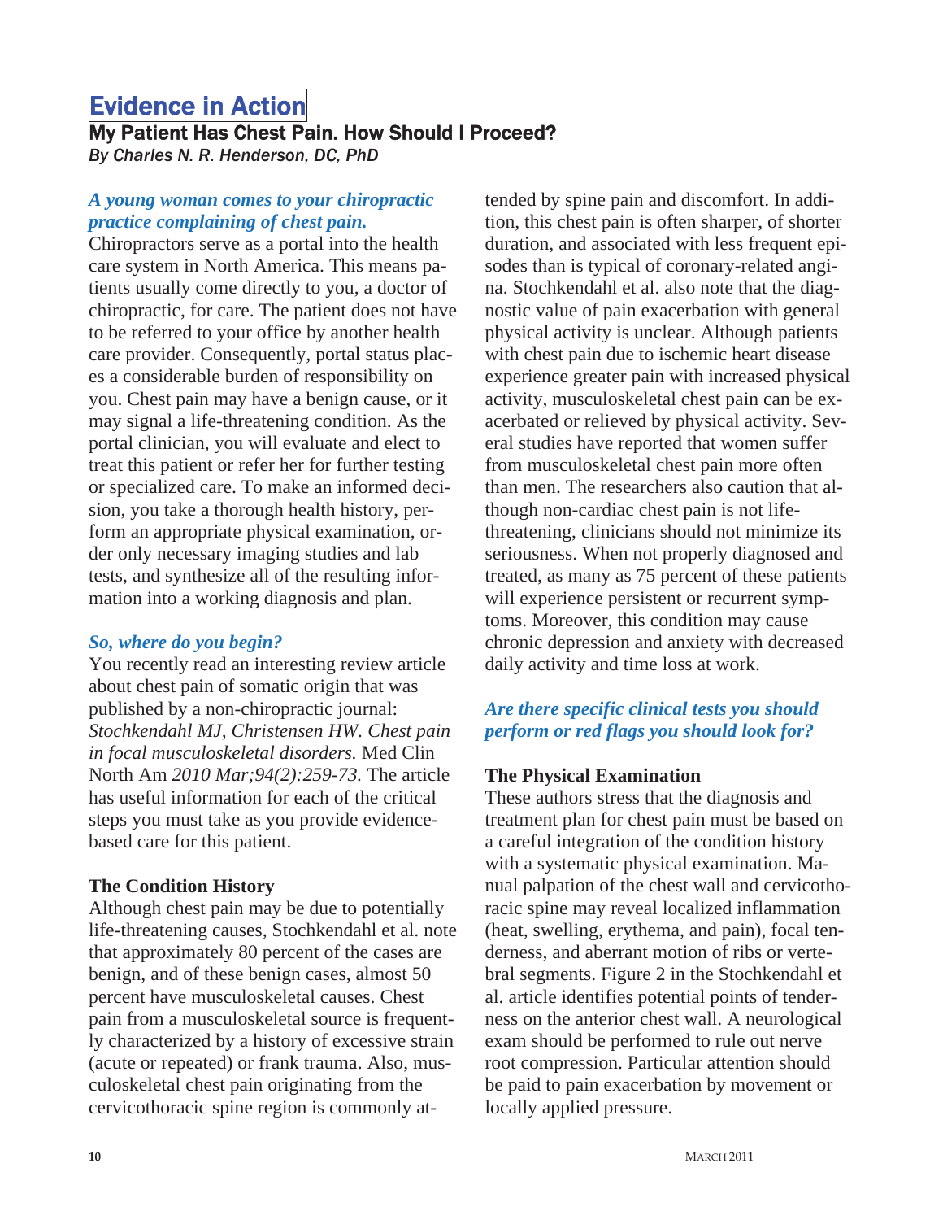# Evidence in Action

## My Patient Has Chest Pain. How Should I Proceed?

*By Charles N. R. Henderson, DC, PhD*

### *A young woman comes to your chiropractic practice complaining of chest pain.*

Chiropractors serve as a portal into the health care system in North America. This means patients usually come directly to you, a doctor of chiropractic, for care. The patient does not have to be referred to your office by another health care provider. Consequently, portal status places a considerable burden of responsibility on you. Chest pain may have a benign cause, or it may signal a life-threatening condition. As the portal clinician, you will evaluate and elect to treat this patient or refer her for further testing or specialized care. To make an informed decision, you take a thorough health history, perform an appropriate physical examination, order only necessary imaging studies and lab tests, and synthesize all of the resulting information into a working diagnosis and plan.

### *So, where do you begin?*

You recently read an interesting review article about chest pain of somatic origin that was published by a non-chiropractic journal: *Stochkendahl MJ, Christensen HW. Chest pain in focal musculoskeletal disorders.* Med Clin North Am *2010 Mar;94(2):259-73.* The article has useful information for each of the critical steps you must take as you provide evidence-based care for this patient.

**The Condition History**

Although chest pain may be due to potentially life-threatening causes, Stochkendahl et al. note that approximately 80 percent of the cases are benign, and of these benign cases, almost 50 percent have musculoskeletal causes. Chest pain from a musculoskeletal source is frequently characterized by a history of excessive strain (acute or repeated) or frank trauma. Also, musculoskeletal chest pain originating from the cervicothoracic spine region is commonly attended by spine pain and discomfort. In addition, this chest pain is often sharper, of shorter duration, and associated with less frequent episodes than is typical of coronary-related angina. Stochkendahl et al. also note that the diagnostic value of pain exacerbation with general physical activity is unclear. Although patients with chest pain due to ischemic heart disease experience greater pain with increased physical activity, musculoskeletal chest pain can be exacerbated or relieved by physical activity. Several studies have reported that women suffer from musculoskeletal chest pain more often than men. The researchers also caution that although non-cardiac chest pain is not life-threatening, clinicians should not minimize its seriousness. When not properly diagnosed and treated, as many as 75 percent of these patients will experience persistent or recurrent symptoms. Moreover, this condition may cause chronic depression and anxiety with decreased daily activity and time loss at work.

### *Are there specific clinical tests you should perform or red flags you should look for?*

**The Physical Examination**

These authors stress that the diagnosis and treatment plan for chest pain must be based on a careful integration of the condition history with a systematic physical examination. Manual palpation of the chest wall and cervicothoracic spine may reveal localized inflammation (heat, swelling, erythema, and pain), focal tenderness, and aberrant motion of ribs or vertebral segments. Figure 2 in the Stochkendahl et al. article identifies potential points of tenderness on the anterior chest wall. A neurological exam should be performed to rule out nerve root compression. Particular attention should be paid to pain exacerbation by movement or locally applied pressure.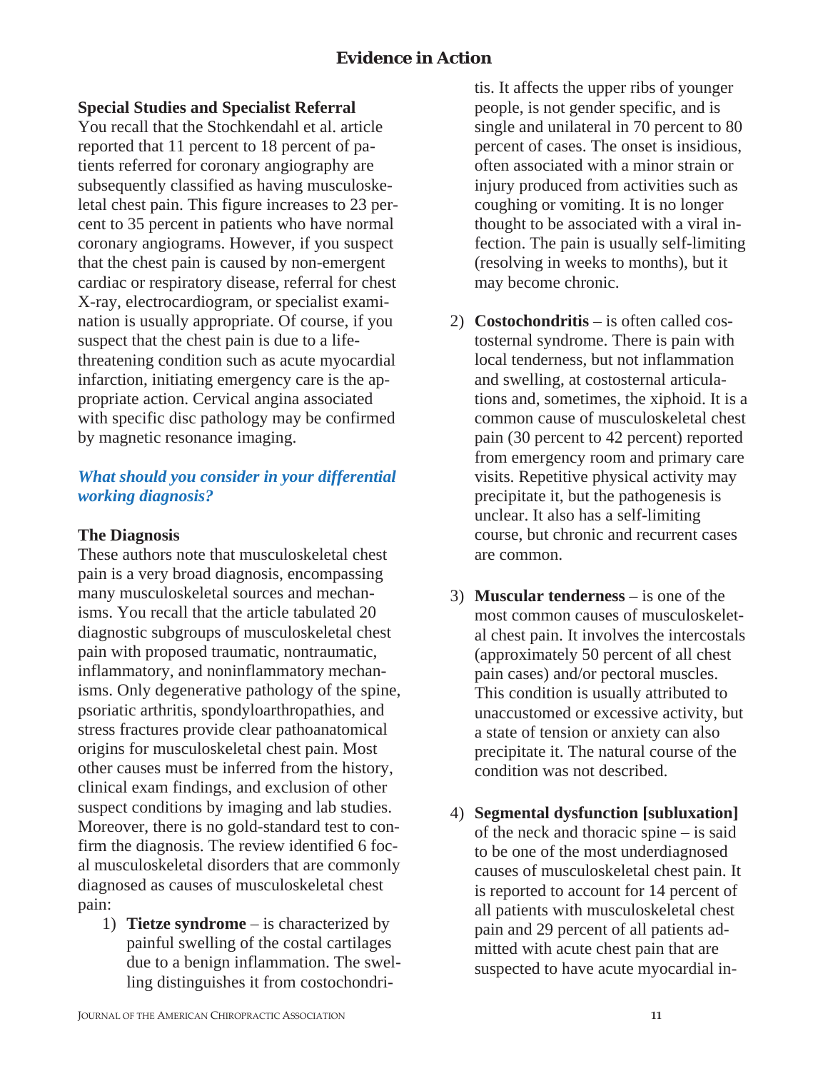### Special Studies and Specialist Referral

You recall that the Stochkendahl et al. article reported that 11 percent to 18 percent of patients referred for coronary angiography are subsequently classified as having musculoskeletal chest pain. This figure increases to 23 percent to 35 percent in patients who have normal coronary angiograms. However, if you suspect that the chest pain is caused by non-emergent cardiac or respiratory disease, referral for chest X-ray, electrocardiogram, or specialist examination is usually appropriate. Of course, if you suspect that the chest pain is due to a life-threatening condition such as acute myocardial infarction, initiating emergency care is the appropriate action. Cervical angina associated with specific disc pathology may be confirmed by magnetic resonance imaging.

***What should you consider in your differential working diagnosis?***

### The Diagnosis

These authors note that musculoskeletal chest pain is a very broad diagnosis, encompassing many musculoskeletal sources and mechanisms. You recall that the article tabulated 20 diagnostic subgroups of musculoskeletal chest pain with proposed traumatic, nontraumatic, inflammatory, and noninflammatory mechanisms. Only degenerative pathology of the spine, psoriatic arthritis, spondyloarthropathies, and stress fractures provide clear pathoanatomical origins for musculoskeletal chest pain. Most other causes must be inferred from the history, clinical exam findings, and exclusion of other suspect conditions by imaging and lab studies. Moreover, there is no gold-standard test to confirm the diagnosis. The review identified 6 focal musculoskeletal disorders that are commonly diagnosed as causes of musculoskeletal chest pain:

1) **Tietze syndrome** – is characterized by painful swelling of the costal cartilages due to a benign inflammation. The swelling distinguishes it from costochondritis. It affects the upper ribs of younger people, is not gender specific, and is single and unilateral in 70 percent to 80 percent of cases. The onset is insidious, often associated with a minor strain or injury produced from activities such as coughing or vomiting. It is no longer thought to be associated with a viral infection. The pain is usually self-limiting (resolving in weeks to months), but it may become chronic.

2) **Costochondritis** – is often called costosternal syndrome. There is pain with local tenderness, but not inflammation and swelling, at costosternal articulations and, sometimes, the xiphoid. It is a common cause of musculoskeletal chest pain (30 percent to 42 percent) reported from emergency room and primary care visits. Repetitive physical activity may precipitate it, but the pathogenesis is unclear. It also has a self-limiting course, but chronic and recurrent cases are common.

3) **Muscular tenderness** – is one of the most common causes of musculoskeletal chest pain. It involves the intercostals (approximately 50 percent of all chest pain cases) and/or pectoral muscles. This condition is usually attributed to unaccustomed or excessive activity, but a state of tension or anxiety can also precipitate it. The natural course of the condition was not described.

4) **Segmental dysfunction [subluxation]** of the neck and thoracic spine – is said to be one of the most underdiagnosed causes of musculoskeletal chest pain. It is reported to account for 14 percent of all patients with musculoskeletal chest pain and 29 percent of all patients admitted with acute chest pain that are suspected to have acute myocardial in-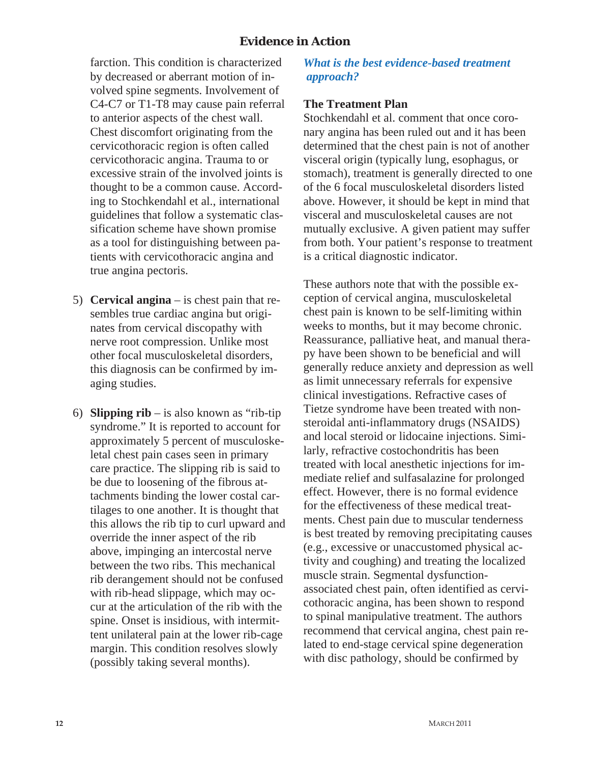farction. This condition is characterized by decreased or aberrant motion of involved spine segments. Involvement of C4-C7 or T1-T8 may cause pain referral to anterior aspects of the chest wall. Chest discomfort originating from the cervicothoracic region is often called cervicothoracic angina. Trauma to or excessive strain of the involved joints is thought to be a common cause. According to Stochkendahl et al., international guidelines that follow a systematic classification scheme have shown promise as a tool for distinguishing between patients with cervicothoracic angina and true angina pectoris.

5) **Cervical angina** – is chest pain that resembles true cardiac angina but originates from cervical discopathy with nerve root compression. Unlike most other focal musculoskeletal disorders, this diagnosis can be confirmed by imaging studies.

6) **Slipping rib** – is also known as "rib-tip syndrome." It is reported to account for approximately 5 percent of musculoskeletal chest pain cases seen in primary care practice. The slipping rib is said to be due to loosening of the fibrous attachments binding the lower costal cartilages to one another. It is thought that this allows the rib tip to curl upward and override the inner aspect of the rib above, impinging an intercostal nerve between the two ribs. This mechanical rib derangement should not be confused with rib-head slippage, which may occur at the articulation of the rib with the spine. Onset is insidious, with intermittent unilateral pain at the lower rib-cage margin. This condition resolves slowly (possibly taking several months).

***What is the best evidence-based treatment approach?***

### The Treatment Plan

Stochkendahl et al. comment that once coronary angina has been ruled out and it has been determined that the chest pain is not of another visceral origin (typically lung, esophagus, or stomach), treatment is generally directed to one of the 6 focal musculoskeletal disorders listed above. However, it should be kept in mind that visceral and musculoskeletal causes are not mutually exclusive. A given patient may suffer from both. Your patient's response to treatment is a critical diagnostic indicator.

These authors note that with the possible exception of cervical angina, musculoskeletal chest pain is known to be self-limiting within weeks to months, but it may become chronic. Reassurance, palliative heat, and manual therapy have been shown to be beneficial and will generally reduce anxiety and depression as well as limit unnecessary referrals for expensive clinical investigations. Refractive cases of Tietze syndrome have been treated with nonsteroidal anti-inflammatory drugs (NSAIDS) and local steroid or lidocaine injections. Similarly, refractive costochondritis has been treated with local anesthetic injections for immediate relief and sulfasalazine for prolonged effect. However, there is no formal evidence for the effectiveness of these medical treatments. Chest pain due to muscular tenderness is best treated by removing precipitating causes (e.g., excessive or unaccustomed physical activity and coughing) and treating the localized muscle strain. Segmental dysfunction-associated chest pain, often identified as cervicothoracic angina, has been shown to respond to spinal manipulative treatment. The authors recommend that cervical angina, chest pain related to end-stage cervical spine degeneration with disc pathology, should be confirmed by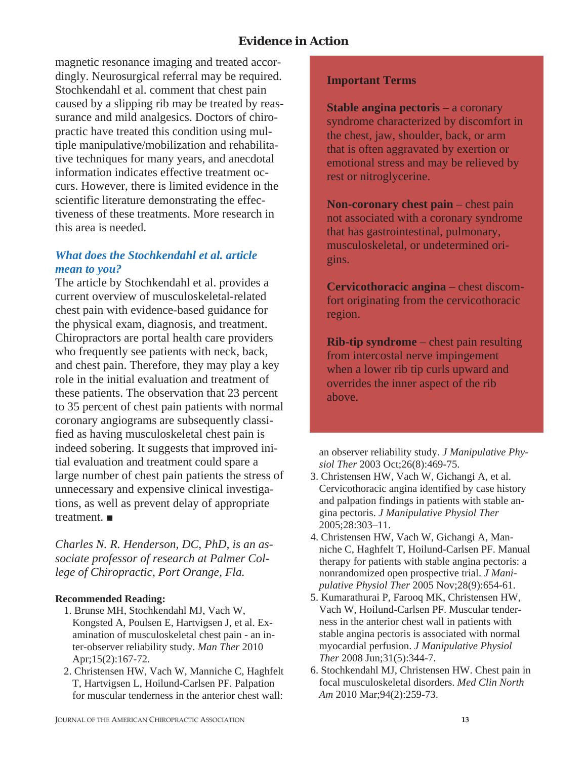magnetic resonance imaging and treated accordingly. Neurosurgical referral may be required. Stochkendahl et al. comment that chest pain caused by a slipping rib may be treated by reassurance and mild analgesics. Doctors of chiropractic have treated this condition using multiple manipulative/mobilization and rehabilitative techniques for many years, and anecdotal information indicates effective treatment occurs. However, there is limited evidence in the scientific literature demonstrating the effectiveness of these treatments. More research in this area is needed.

### *What does the Stochkendahl et al. article mean to you?*

The article by Stochkendahl et al. provides a current overview of musculoskeletal-related chest pain with evidence-based guidance for the physical exam, diagnosis, and treatment. Chiropractors are portal health care providers who frequently see patients with neck, back, and chest pain. Therefore, they may play a key role in the initial evaluation and treatment of these patients. The observation that 23 percent to 35 percent of chest pain patients with normal coronary angiograms are subsequently classified as having musculoskeletal chest pain is indeed sobering. It suggests that improved initial evaluation and treatment could spare a large number of chest pain patients the stress of unnecessary and expensive clinical investigations, as well as prevent delay of appropriate treatment. ■

*Charles N. R. Henderson, DC, PhD, is an associate professor of research at Palmer College of Chiropractic, Port Orange, Fla.*

**Important Terms**

**Stable angina pectoris** – a coronary syndrome characterized by discomfort in the chest, jaw, shoulder, back, or arm that is often aggravated by exertion or emotional stress and may be relieved by rest or nitroglycerine.

**Non-coronary chest pain** – chest pain not associated with a coronary syndrome that has gastrointestinal, pulmonary, musculoskeletal, or undetermined origins.

**Cervicothoracic angina** – chest discomfort originating from the cervicothoracic region.

**Rib-tip syndrome** – chest pain resulting from intercostal nerve impingement when a lower rib tip curls upward and overrides the inner aspect of the rib above.

**Recommended Reading:**

1. Brunse MH, Stochkendahl MJ, Vach W, Kongsted A, Poulsen E, Hartvigsen J, et al. Examination of musculoskeletal chest pain - an inter-observer reliability study. *Man Ther* 2010 Apr;15(2):167-72.
2. Christensen HW, Vach W, Manniche C, Haghfelt T, Hartvigsen L, Hoilund-Carlsen PF. Palpation for muscular tenderness in the anterior chest wall: an observer reliability study. *J Manipulative Physiol Ther* 2003 Oct;26(8):469-75.
3. Christensen HW, Vach W, Gichangi A, et al. Cervicothoracic angina identified by case history and palpation findings in patients with stable angina pectoris. *J Manipulative Physiol Ther* 2005;28:303–11.
4. Christensen HW, Vach W, Gichangi A, Manniche C, Haghfelt T, Hoilund-Carlsen PF. Manual therapy for patients with stable angina pectoris: a nonrandomized open prospective trial. *J Manipulative Physiol Ther* 2005 Nov;28(9):654-61.
5. Kumarathurai P, Farooq MK, Christensen HW, Vach W, Hoilund-Carlsen PF. Muscular tenderness in the anterior chest wall in patients with stable angina pectoris is associated with normal myocardial perfusion. *J Manipulative Physiol Ther* 2008 Jun;31(5):344-7.
6. Stochkendahl MJ, Christensen HW. Chest pain in focal musculoskeletal disorders. *Med Clin North Am* 2010 Mar;94(2):259-73.